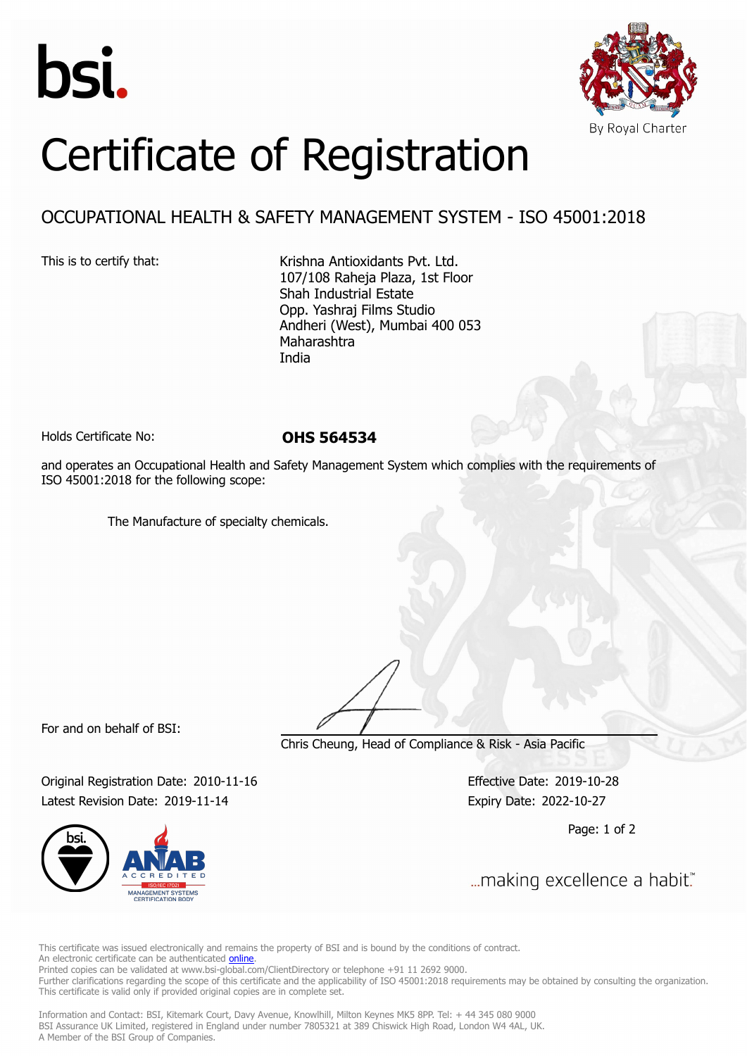bsi.

By Royal Charter

# Certificate of Registration

## OCCUPATIONAL HEALTH & SAFETY MANAGEMENT SYSTEM - ISO 45001:2018

This is to certify that:

Krishna Antioxidants Pvt. Ltd.
107/108 Raheja Plaza, 1st Floor
Shah Industrial Estate
Opp. Yashraj Films Studio
Andheri (West), Mumbai 400 053
Maharashtra
India

Holds Certificate No: **OHS 564534**

and operates an Occupational Health and Safety Management System which complies with the requirements of ISO 45001:2018 for the following scope:

The Manufacture of specialty chemicals.

For and on behalf of BSI:

Chris Cheung, Head of Compliance & Risk - Asia Pacific

Original Registration Date: 2010-11-16
Latest Revision Date: 2019-11-14

Effective Date: 2019-10-28
Expiry Date: 2022-10-27

ANAB ACCREDITED ISO/IEC 17021 MANAGEMENT SYSTEMS CERTIFICATION BODY

...making excellence a habit.™

This certificate was issued electronically and remains the property of BSI and is bound by the conditions of contract.
An electronic certificate can be authenticated online.
Printed copies can be validated at www.bsi-global.com/ClientDirectory or telephone +91 11 2692 9000.
Further clarifications regarding the scope of this certificate and the applicability of ISO 45001:2018 requirements may be obtained by consulting the organization.
This certificate is valid only if provided original copies are in complete set.

Information and Contact: BSI, Kitemark Court, Davy Avenue, Knowlhill, Milton Keynes MK5 8PP. Tel: + 44 345 080 9000
BSI Assurance UK Limited, registered in England under number 7805321 at 389 Chiswick High Road, London W4 4AL, UK.
A Member of the BSI Group of Companies.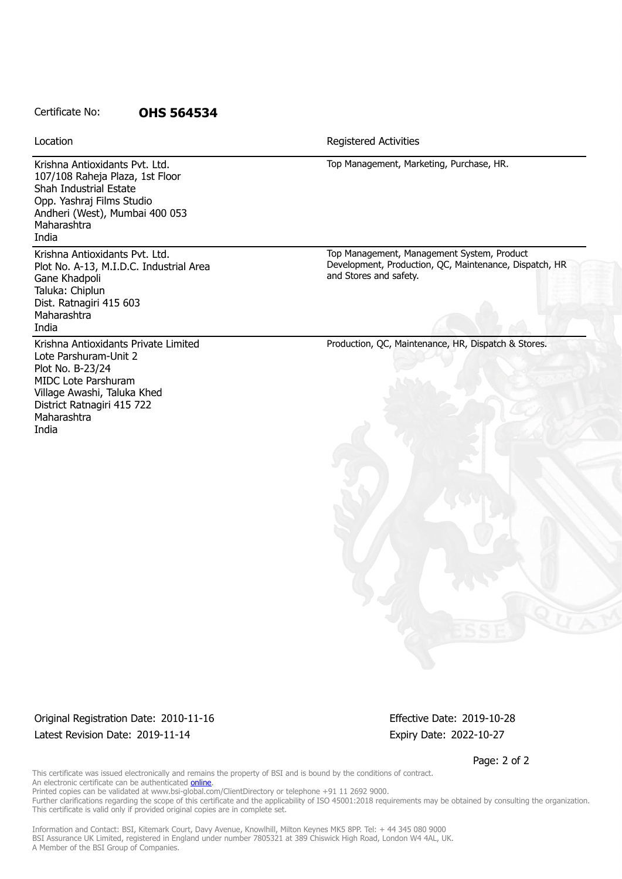Certificate No: **OHS 564534**

| Location | Registered Activities |
| --- | --- |
| Krishna Antioxidants Pvt. Ltd.<br>107/108 Raheja Plaza, 1st Floor<br>Shah Industrial Estate<br>Opp. Yashraj Films Studio<br>Andheri (West), Mumbai 400 053<br>Maharashtra<br>India | Top Management, Marketing, Purchase, HR. |
| Krishna Antioxidants Pvt. Ltd.<br>Plot No. A-13, M.I.D.C. Industrial Area<br>Gane Khadpoli<br>Taluka: Chiplun<br>Dist. Ratnagiri 415 603<br>Maharashtra<br>India | Top Management, Management System, Product Development, Production, QC, Maintenance, Dispatch, HR and Stores and safety. |
| Krishna Antioxidants Private Limited<br>Lote Parshuram-Unit 2<br>Plot No. B-23/24<br>MIDC Lote Parshuram<br>Village Awashi, Taluka Khed<br>District Ratnagiri 415 722<br>Maharashtra<br>India | Production, QC, Maintenance, HR, Dispatch & Stores. |

Original Registration Date: 2010-11-16

Latest Revision Date: 2019-11-14

Effective Date: 2019-10-28

Expiry Date: 2022-10-27

This certificate was issued electronically and remains the property of BSI and is bound by the conditions of contract.
An electronic certificate can be authenticated online.
Printed copies can be validated at www.bsi-global.com/ClientDirectory or telephone +91 11 2692 9000.
Further clarifications regarding the scope of this certificate and the applicability of ISO 45001:2018 requirements may be obtained by consulting the organization.
This certificate is valid only if provided original copies are in complete set.

Information and Contact: BSI, Kitemark Court, Davy Avenue, Knowlhill, Milton Keynes MK5 8PP. Tel: + 44 345 080 9000
BSI Assurance UK Limited, registered in England under number 7805321 at 389 Chiswick High Road, London W4 4AL, UK.
A Member of the BSI Group of Companies.